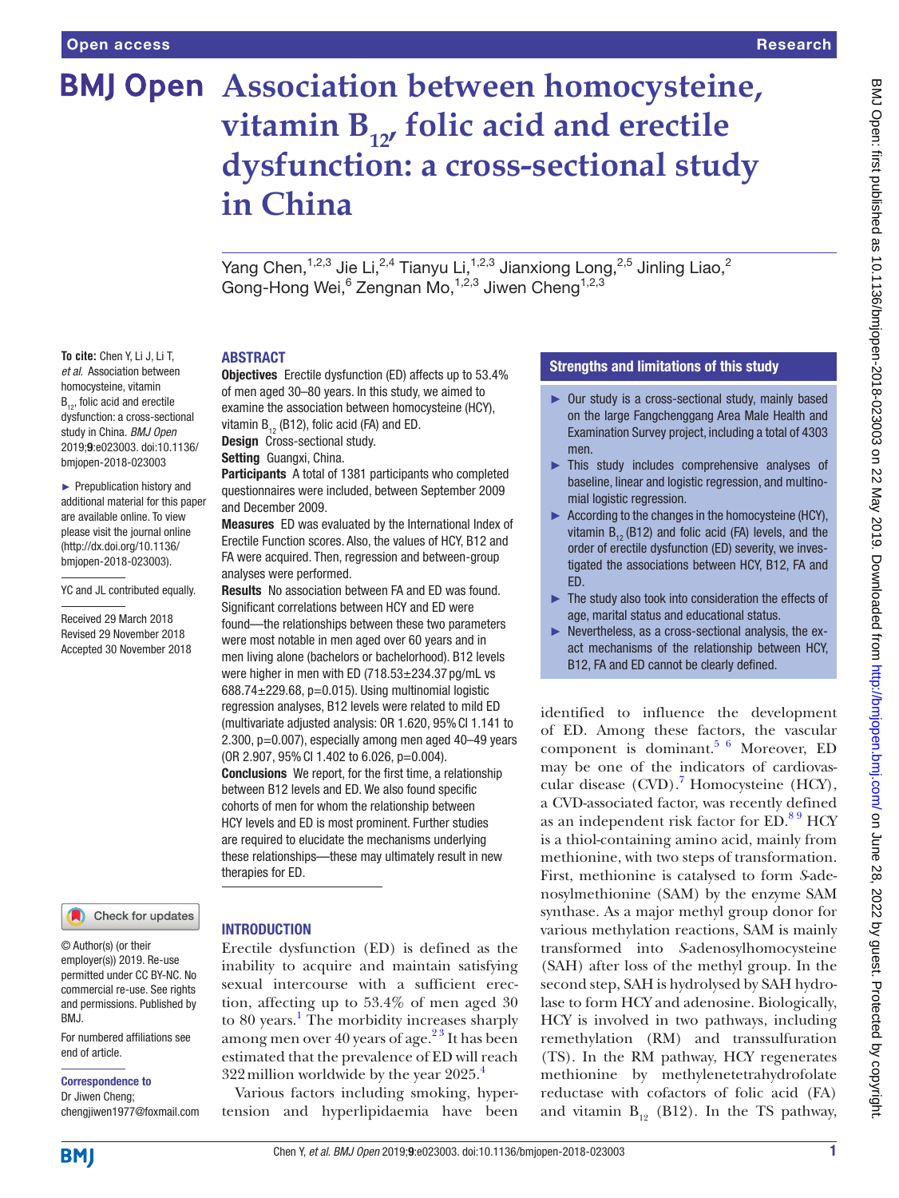Open access | Research

# Association between homocysteine, vitamin $B_{12}$, folic acid and erectile dysfunction: a cross-sectional study in China

Yang Chen,[1,2,3] Jie Li,[2,4] Tianyu Li,[1,2,3] Jianxiong Long,[2,5] Jinling Liao,[2] Gong-Hong Wei,[6] Zengnan Mo,[1,2,3] Jiwen Cheng[1,2,3]

**To cite:** Chen Y, Li J, Li T, *et al*. Association between homocysteine, vitamin $B_{12}$, folic acid and erectile dysfunction: a cross-sectional study in China. *BMJ Open* 2019;**9**:e023003. doi:10.1136/bmjopen-2018-023003

► Prepublication history and additional material for this paper are available online. To view please visit the journal online (http://dx.doi.org/10.1136/bmjopen-2018-023003).

YC and JL contributed equally.

Received 29 March 2018
Revised 29 November 2018
Accepted 30 November 2018

© Author(s) (or their employer(s)) 2019. Re-use permitted under CC BY-NC. No commercial re-use. See rights and permissions. Published by BMJ.

For numbered affiliations see end of article.

**Correspondence to**
Dr Jiwen Cheng;
chengjiwen1977@foxmail.com

## ABSTRACT

**Objectives** Erectile dysfunction (ED) affects up to 53.4% of men aged 30–80 years. In this study, we aimed to examine the association between homocysteine (HCY), vitamin $B_{12}$ (B12), folic acid (FA) and ED.

**Design** Cross-sectional study.

**Setting** Guangxi, China.

**Participants** A total of 1381 participants who completed questionnaires were included, between September 2009 and December 2009.

**Measures** ED was evaluated by the International Index of Erectile Function scores. Also, the values of HCY, B12 and FA were acquired. Then, regression and between-group analyses were performed.

**Results** No association between FA and ED was found. Significant correlations between HCY and ED were found—the relationships between these two parameters were most notable in men aged over 60 years and in men living alone (bachelors or bachelorhood). B12 levels were higher in men with ED (718.53±234.37 pg/mL vs 688.74±229.68, p=0.015). Using multinomial logistic regression analyses, B12 levels were related to mild ED (multivariate adjusted analysis: OR 1.620, 95% CI 1.141 to 2.300, p=0.007), especially among men aged 40–49 years (OR 2.907, 95% CI 1.402 to 6.026, p=0.004).

**Conclusions** We report, for the first time, a relationship between B12 levels and ED. We also found specific cohorts of men for whom the relationship between HCY levels and ED is most prominent. Further studies are required to elucidate the mechanisms underlying these relationships—these may ultimately result in new therapies for ED.

### Strengths and limitations of this study

- Our study is a cross-sectional study, mainly based on the large Fangchenggang Area Male Health and Examination Survey project, including a total of 4303 men.
- This study includes comprehensive analyses of baseline, linear and logistic regression, and multinomial logistic regression.
- According to the changes in the homocysteine (HCY), vitamin $B_{12}$ (B12) and folic acid (FA) levels, and the order of erectile dysfunction (ED) severity, we investigated the associations between HCY, B12, FA and ED.
- The study also took into consideration the effects of age, marital status and educational status.
- Nevertheless, as a cross-sectional analysis, the exact mechanisms of the relationship between HCY, B12, FA and ED cannot be clearly defined.

## INTRODUCTION

Erectile dysfunction (ED) is defined as the inability to acquire and maintain satisfying sexual intercourse with a sufficient erection, affecting up to 53.4% of men aged 30 to 80 years.[1] The morbidity increases sharply among men over 40 years of age.[2,3] It has been estimated that the prevalence of ED will reach 322 million worldwide by the year 2025.[4]

Various factors including smoking, hypertension and hyperlipidaemia have been identified to influence the development of ED. Among these factors, the vascular component is dominant.[5,6] Moreover, ED may be one of the indicators of cardiovascular disease (CVD).[7] Homocysteine (HCY), a CVD-associated factor, was recently defined as an independent risk factor for ED.[8,9] HCY is a thiol-containing amino acid, mainly from methionine, with two steps of transformation. First, methionine is catalysed to form *S*-adenosylmethionine (SAM) by the enzyme SAM synthase. As a major methyl group donor for various methylation reactions, SAM is mainly transformed into *S*-adenosylhomocysteine (SAH) after loss of the methyl group. In the second step, SAH is hydrolysed by SAH hydrolase to form HCY and adenosine. Biologically, HCY is involved in two pathways, including remethylation (RM) and transsulfuration (TS). In the RM pathway, HCY regenerates methionine by methylenetetrahydrofolate reductase with cofactors of folic acid (FA) and vitamin $B_{12}$ (B12). In the TS pathway,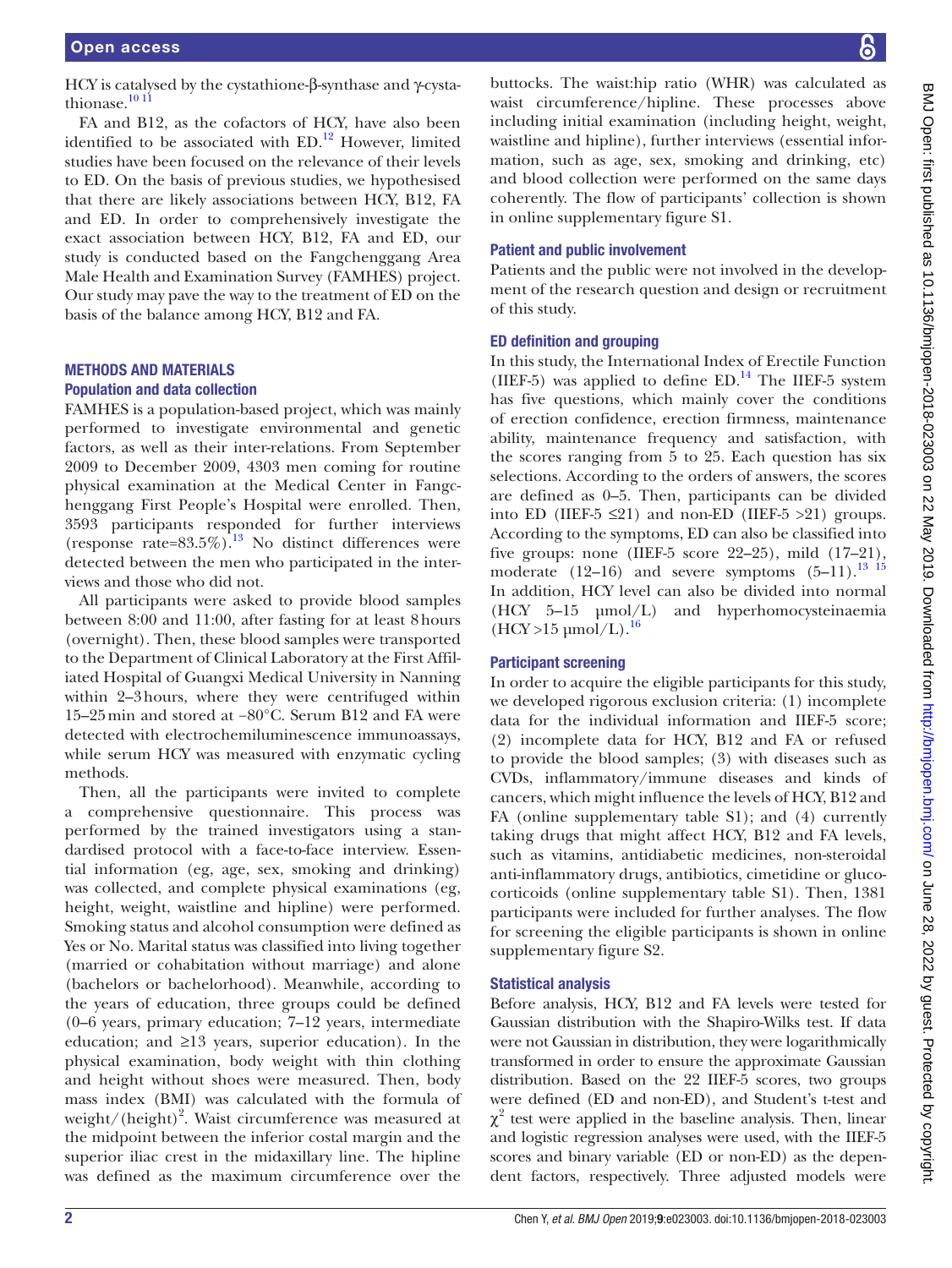HCY is catalysed by the cystathione-β-synthase and γ-cystathionase.[10 11]

FA and B12, as the cofactors of HCY, have also been identified to be associated with ED.[12] However, limited studies have been focused on the relevance of their levels to ED. On the basis of previous studies, we hypothesised that there are likely associations between HCY, B12, FA and ED. In order to comprehensively investigate the exact association between HCY, B12, FA and ED, our study is conducted based on the Fangchenggang Area Male Health and Examination Survey (FAMHES) project. Our study may pave the way to the treatment of ED on the basis of the balance among HCY, B12 and FA.

## METHODS AND MATERIALS

### Population and data collection

FAMHES is a population-based project, which was mainly performed to investigate environmental and genetic factors, as well as their inter-relations. From September 2009 to December 2009, 4303 men coming for routine physical examination at the Medical Center in Fangchenggang First People's Hospital were enrolled. Then, 3593 participants responded for further interviews (response rate=83.5%).[13] No distinct differences were detected between the men who participated in the interviews and those who did not.

All participants were asked to provide blood samples between 8:00 and 11:00, after fasting for at least 8 hours (overnight). Then, these blood samples were transported to the Department of Clinical Laboratory at the First Affiliated Hospital of Guangxi Medical University in Nanning within 2–3 hours, where they were centrifuged within 15–25 min and stored at −80°C. Serum B12 and FA were detected with electrochemiluminescence immunoassays, while serum HCY was measured with enzymatic cycling methods.

Then, all the participants were invited to complete a comprehensive questionnaire. This process was performed by the trained investigators using a standardised protocol with a face-to-face interview. Essential information (eg, age, sex, smoking and drinking) was collected, and complete physical examinations (eg, height, weight, waistline and hipline) were performed. Smoking status and alcohol consumption were defined as Yes or No. Marital status was classified into living together (married or cohabitation without marriage) and alone (bachelors or bachelorhood). Meanwhile, according to the years of education, three groups could be defined (0–6 years, primary education; 7–12 years, intermediate education; and ≥13 years, superior education). In the physical examination, body weight with thin clothing and height without shoes were measured. Then, body mass index (BMI) was calculated with the formula of weight/(height)$^2$. Waist circumference was measured at the midpoint between the inferior costal margin and the superior iliac crest in the midaxillary line. The hipline was defined as the maximum circumference over the buttocks. The waist:hip ratio (WHR) was calculated as waist circumference/hipline. These processes above including initial examination (including height, weight, waistline and hipline), further interviews (essential information, such as age, sex, smoking and drinking, etc) and blood collection were performed on the same days coherently. The flow of participants' collection is shown in online supplementary figure S1.

### Patient and public involvement

Patients and the public were not involved in the development of the research question and design or recruitment of this study.

### ED definition and grouping

In this study, the International Index of Erectile Function (IIEF-5) was applied to define ED.[14] The IIEF-5 system has five questions, which mainly cover the conditions of erection confidence, erection firmness, maintenance ability, maintenance frequency and satisfaction, with the scores ranging from 5 to 25. Each question has six selections. According to the orders of answers, the scores are defined as 0–5. Then, participants can be divided into ED (IIEF-5 ≤21) and non-ED (IIEF-5 >21) groups. According to the symptoms, ED can also be classified into five groups: none (IIEF-5 score 22–25), mild (17–21), moderate (12–16) and severe symptoms (5–11).[13 15] In addition, HCY level can also be divided into normal (HCY 5–15 µmol/L) and hyperhomocysteinaemia (HCY >15 µmol/L).[16]

### Participant screening

In order to acquire the eligible participants for this study, we developed rigorous exclusion criteria: (1) incomplete data for the individual information and IIEF-5 score; (2) incomplete data for HCY, B12 and FA or refused to provide the blood samples; (3) with diseases such as CVDs, inflammatory/immune diseases and kinds of cancers, which might influence the levels of HCY, B12 and FA (online supplementary table S1); and (4) currently taking drugs that might affect HCY, B12 and FA levels, such as vitamins, antidiabetic medicines, non-steroidal anti-inflammatory drugs, antibiotics, cimetidine or glucocorticoids (online supplementary table S1). Then, 1381 participants were included for further analyses. The flow for screening the eligible participants is shown in online supplementary figure S2.

### Statistical analysis

Before analysis, HCY, B12 and FA levels were tested for Gaussian distribution with the Shapiro-Wilks test. If data were not Gaussian in distribution, they were logarithmically transformed in order to ensure the approximate Gaussian distribution. Based on the 22 IIEF-5 scores, two groups were defined (ED and non-ED), and Student's t-test and $\chi^2$ test were applied in the baseline analysis. Then, linear and logistic regression analyses were used, with the IIEF-5 scores and binary variable (ED or non-ED) as the dependent factors, respectively. Three adjusted models were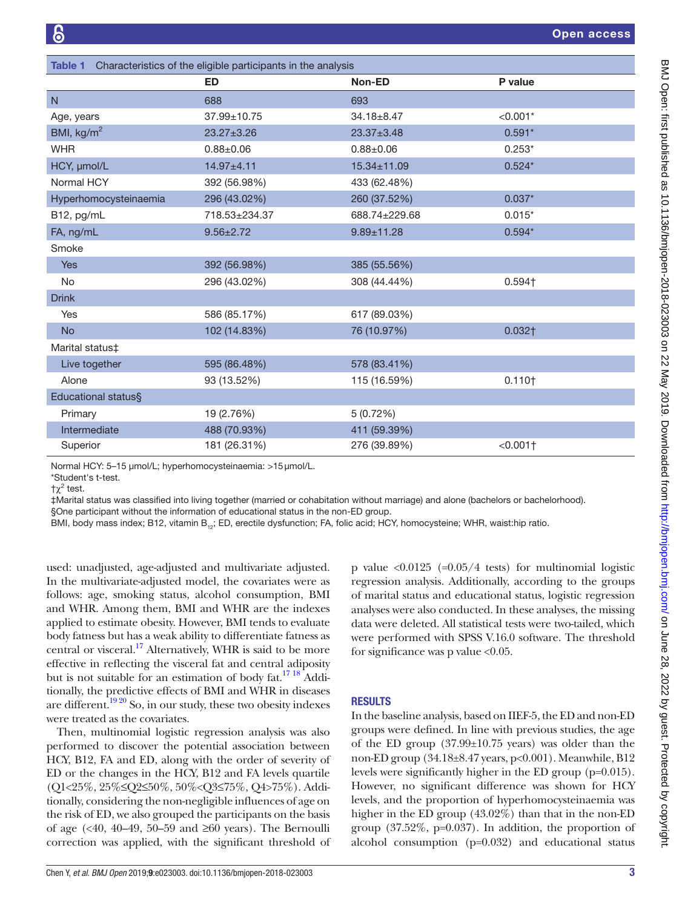Table 1 Characteristics of the eligible participants in the analysis

| | ED | Non-ED | P value |
|---|---|---|---|
| N | 688 | 693 | |
| Age, years | 37.99±10.75 | 34.18±8.47 | <0.001* |
| BMI, kg/m$^2$ | 23.27±3.26 | 23.37±3.48 | 0.591* |
| WHR | 0.88±0.06 | 0.88±0.06 | 0.253* |
| HCY, µmol/L | 14.97±4.11 | 15.34±11.09 | 0.524* |
| Normal HCY | 392 (56.98%) | 433 (62.48%) | |
| Hyperhomocysteinaemia | 296 (43.02%) | 260 (37.52%) | 0.037* |
| B12, pg/mL | 718.53±234.37 | 688.74±229.68 | 0.015* |
| FA, ng/mL | 9.56±2.72 | 9.89±11.28 | 0.594* |
| Smoke | | | |
| Yes | 392 (56.98%) | 385 (55.56%) | |
| No | 296 (43.02%) | 308 (44.44%) | 0.594† |
| Drink | | | |
| Yes | 586 (85.17%) | 617 (89.03%) | |
| No | 102 (14.83%) | 76 (10.97%) | 0.032† |
| Marital status‡ | | | |
| Live together | 595 (86.48%) | 578 (83.41%) | |
| Alone | 93 (13.52%) | 115 (16.59%) | 0.110† |
| Educational status§ | | | |
| Primary | 19 (2.76%) | 5 (0.72%) | |
| Intermediate | 488 (70.93%) | 411 (59.39%) | |
| Superior | 181 (26.31%) | 276 (39.89%) | <0.001† |

Normal HCY: 5–15 µmol/L; hyperhomocysteinaemia: >15 µmol/L.

*Student's t-test.

†$\chi^2$ test.

‡Marital status was classified into living together (married or cohabitation without marriage) and alone (bachelors or bachelorhood).

§One participant without the information of educational status in the non-ED group.

BMI, body mass index; B12, vitamin $B_{12}$; ED, erectile dysfunction; FA, folic acid; HCY, homocysteine; WHR, waist:hip ratio.

used: unadjusted, age-adjusted and multivariate adjusted. In the multivariate-adjusted model, the covariates were as follows: age, smoking status, alcohol consumption, BMI and WHR. Among them, BMI and WHR are the indexes applied to estimate obesity. However, BMI tends to evaluate body fatness but has a weak ability to differentiate fatness as central or visceral.[17] Alternatively, WHR is said to be more effective in reflecting the visceral fat and central adiposity but is not suitable for an estimation of body fat.[17 18] Additionally, the predictive effects of BMI and WHR in diseases are different.[19 20] So, in our study, these two obesity indexes were treated as the covariates.

Then, multinomial logistic regression analysis was also performed to discover the potential association between HCY, B12, FA and ED, along with the order of severity of ED or the changes in the HCY, B12 and FA levels quartile (Q1<25%, 25%≤Q2≤50%, 50%<Q3≤75%, Q4>75%). Additionally, considering the non-negligible influences of age on the risk of ED, we also grouped the participants on the basis of age (<40, 40–49, 50–59 and ≥60 years). The Bernoulli correction was applied, with the significant threshold of p value <0.0125 (=0.05/4 tests) for multinomial logistic regression analysis. Additionally, according to the groups of marital status and educational status, logistic regression analyses were also conducted. In these analyses, the missing data were deleted. All statistical tests were two-tailed, which were performed with SPSS V.16.0 software. The threshold for significance was p value <0.05.

## RESULTS

In the baseline analysis, based on IIEF-5, the ED and non-ED groups were defined. In line with previous studies, the age of the ED group (37.99±10.75 years) was older than the non-ED group (34.18±8.47 years, p<0.001). Meanwhile, B12 levels were significantly higher in the ED group (p=0.015). However, no significant difference was shown for HCY levels, and the proportion of hyperhomocysteinaemia was higher in the ED group (43.02%) than that in the non-ED group (37.52%, p=0.037). In addition, the proportion of alcohol consumption (p=0.032) and educational status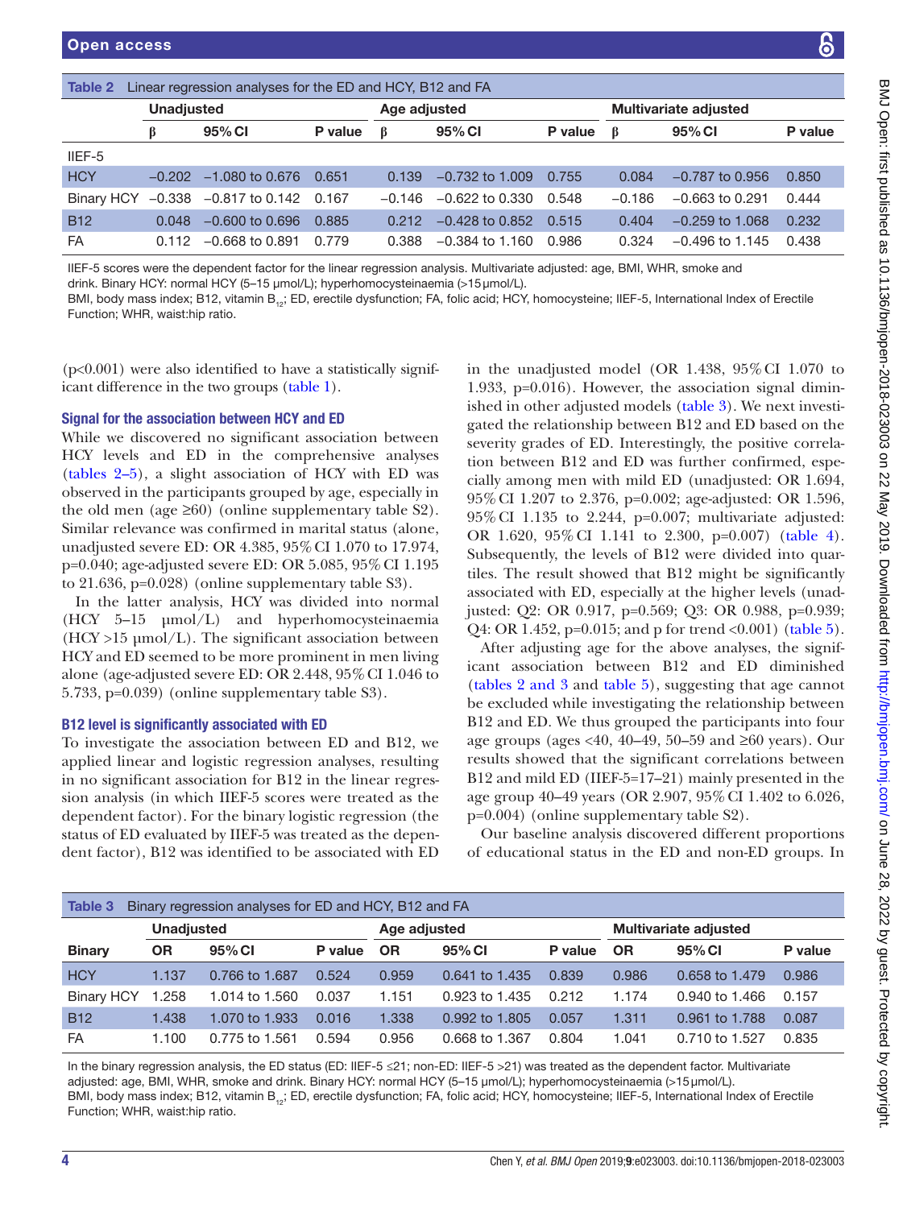Table 2 Linear regression analyses for the ED and HCY, B12 and FA

| | Unadjusted | | | Age adjusted | | | Multivariate adjusted | | |
|---|---|---|---|---|---|---|---|---|---|
| | β | 95% CI | P value | β | 95% CI | P value | β | 95% CI | P value |
| IIEF-5 | | | | | | | | | |
| HCY | −0.202 | −1.080 to 0.676 | 0.651 | 0.139 | −0.732 to 1.009 | 0.755 | 0.084 | −0.787 to 0.956 | 0.850 |
| Binary HCY | −0.338 | −0.817 to 0.142 | 0.167 | −0.146 | −0.622 to 0.330 | 0.548 | −0.186 | −0.663 to 0.291 | 0.444 |
| B12 | 0.048 | −0.600 to 0.696 | 0.885 | 0.212 | −0.428 to 0.852 | 0.515 | 0.404 | −0.259 to 1.068 | 0.232 |
| FA | 0.112 | −0.668 to 0.891 | 0.779 | 0.388 | −0.384 to 1.160 | 0.986 | 0.324 | −0.496 to 1.145 | 0.438 |

IIEF-5 scores were the dependent factor for the linear regression analysis. Multivariate adjusted: age, BMI, WHR, smoke and drink. Binary HCY: normal HCY (5–15 µmol/L); hyperhomocysteinaemia (>15 µmol/L).
BMI, body mass index; B12, vitamin $B_{12}$; ED, erectile dysfunction; FA, folic acid; HCY, homocysteine; IIEF-5, International Index of Erectile Function; WHR, waist:hip ratio.

(p<0.001) were also identified to have a statistically significant difference in the two groups (table 1).

### Signal for the association between HCY and ED

While we discovered no significant association between HCY levels and ED in the comprehensive analyses (tables 2–5), a slight association of HCY with ED was observed in the participants grouped by age, especially in the old men (age ≥60) (online supplementary table S2). Similar relevance was confirmed in marital status (alone, unadjusted severe ED: OR 4.385, 95% CI 1.070 to 17.974, p=0.040; age-adjusted severe ED: OR 5.085, 95% CI 1.195 to 21.636, p=0.028) (online supplementary table S3).

In the latter analysis, HCY was divided into normal (HCY 5–15 µmol/L) and hyperhomocysteinaemia (HCY >15 µmol/L). The significant association between HCY and ED seemed to be more prominent in men living alone (age-adjusted severe ED: OR 2.448, 95% CI 1.046 to 5.733, p=0.039) (online supplementary table S3).

### B12 level is significantly associated with ED

To investigate the association between ED and B12, we applied linear and logistic regression analyses, resulting in no significant association for B12 in the linear regression analysis (in which IIEF-5 scores were treated as the dependent factor). For the binary logistic regression (the status of ED evaluated by IIEF-5 was treated as the dependent factor), B12 was identified to be associated with ED in the unadjusted model (OR 1.438, 95% CI 1.070 to 1.933, p=0.016). However, the association signal diminished in other adjusted models (table 3). We next investigated the relationship between B12 and ED based on the severity grades of ED. Interestingly, the positive correlation between B12 and ED was further confirmed, especially among men with mild ED (unadjusted: OR 1.694, 95% CI 1.207 to 2.376, p=0.002; age-adjusted: OR 1.596, 95% CI 1.135 to 2.244, p=0.007; multivariate adjusted: OR 1.620, 95% CI 1.141 to 2.300, p=0.007) (table 4). Subsequently, the levels of B12 were divided into quartiles. The result showed that B12 might be significantly associated with ED, especially at the higher levels (unadjusted: Q2: OR 0.917, p=0.569; Q3: OR 0.988, p=0.939; Q4: OR 1.452, p=0.015; and p for trend <0.001) (table 5).

After adjusting age for the above analyses, the significant association between B12 and ED diminished (tables 2 and 3 and table 5), suggesting that age cannot be excluded while investigating the relationship between B12 and ED. We thus grouped the participants into four age groups (ages <40, 40–49, 50–59 and ≥60 years). Our results showed that the significant correlations between B12 and mild ED (IIEF-5=17–21) mainly presented in the age group 40–49 years (OR 2.907, 95% CI 1.402 to 6.026, p=0.004) (online supplementary table S2).

Our baseline analysis discovered different proportions of educational status in the ED and non-ED groups. In

Table 3 Binary regression analyses for ED and HCY, B12 and FA

| | Unadjusted | | | Age adjusted | | | Multivariate adjusted | | |
|---|---|---|---|---|---|---|---|---|---|
| Binary | OR | 95% CI | P value | OR | 95% CI | P value | OR | 95% CI | P value |
| HCY | 1.137 | 0.766 to 1.687 | 0.524 | 0.959 | 0.641 to 1.435 | 0.839 | 0.986 | 0.658 to 1.479 | 0.986 |
| Binary HCY | 1.258 | 1.014 to 1.560 | 0.037 | 1.151 | 0.923 to 1.435 | 0.212 | 1.174 | 0.940 to 1.466 | 0.157 |
| B12 | 1.438 | 1.070 to 1.933 | 0.016 | 1.338 | 0.992 to 1.805 | 0.057 | 1.311 | 0.961 to 1.788 | 0.087 |
| FA | 1.100 | 0.775 to 1.561 | 0.594 | 0.956 | 0.668 to 1.367 | 0.804 | 1.041 | 0.710 to 1.527 | 0.835 |

In the binary regression analysis, the ED status (ED: IIEF-5 ≤21; non-ED: IIEF-5 >21) was treated as the dependent factor. Multivariate adjusted: age, BMI, WHR, smoke and drink. Binary HCY: normal HCY (5–15 µmol/L); hyperhomocysteinaemia (>15 µmol/L).
BMI, body mass index; B12, vitamin $B_{12}$; ED, erectile dysfunction; FA, folic acid; HCY, homocysteine; IIEF-5, International Index of Erectile Function; WHR, waist:hip ratio.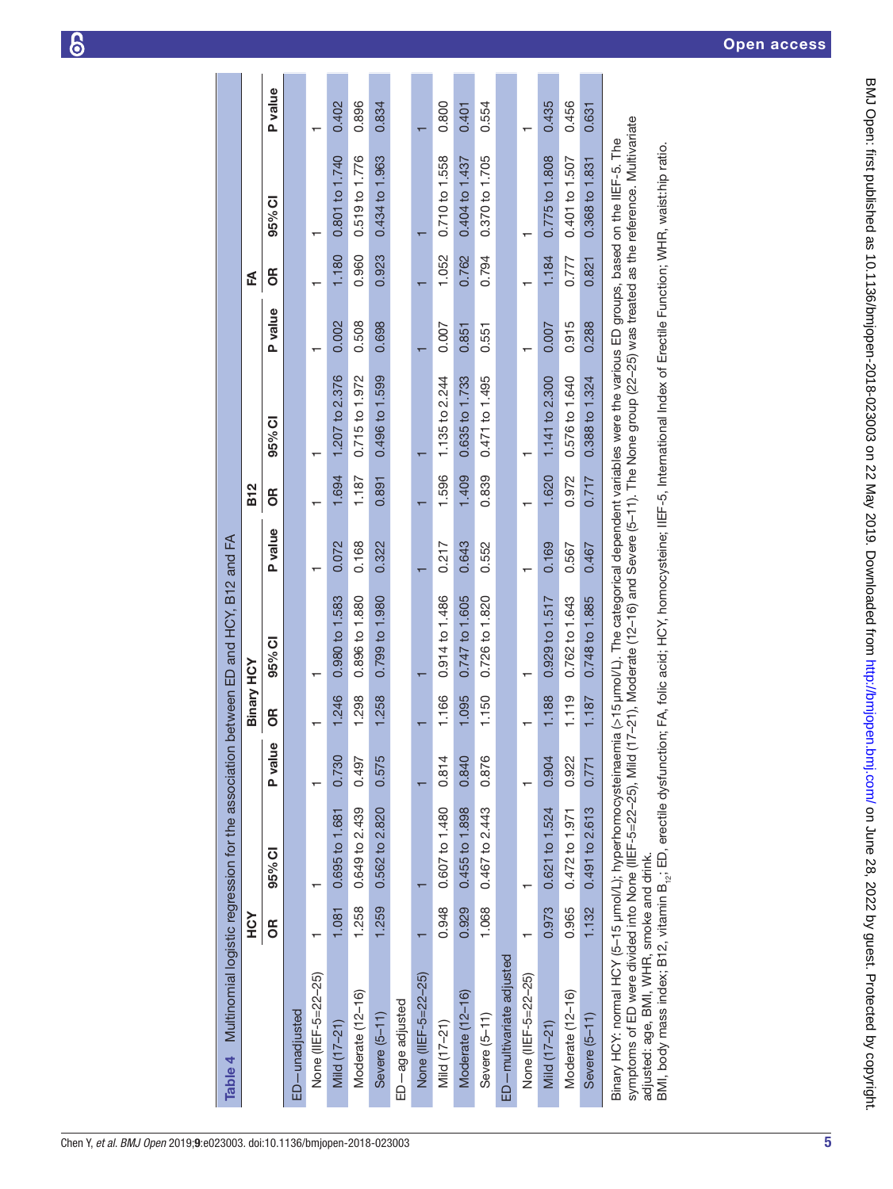**Table 4** Multinomial logistic regression for the association between ED and HCY, B12 and FA

| | HCY | | | Binary HCY | | | B12 | | | FA | | |
|---|---|---|---|---|---|---|---|---|---|---|---|---|
| | OR | 95% CI | P value | OR | 95% CI | P value | OR | 95% CI | P value | OR | 95% CI | P value |
| ED—unadjusted | | | | | | | | | | | | |
| None (IIEF-5=22–25) | 1 | 1 | 1 | 1 | 1 | 1 | 1 | 1 | 1 | 1 | 1 | 1 |
| Mild (17–21) | 1.081 | 0.695 to 1.681 | 0.730 | 1.246 | 0.980 to 1.583 | 0.072 | 1.694 | 1.207 to 2.376 | 0.002 | 1.180 | 0.801 to 1.740 | 0.402 |
| Moderate (12–16) | 1.258 | 0.649 to 2.439 | 0.497 | 1.298 | 0.896 to 1.880 | 0.168 | 1.187 | 0.715 to 1.972 | 0.508 | 0.960 | 0.519 to 1.776 | 0.896 |
| Severe (5–11) | 1.259 | 0.562 to 2.820 | 0.575 | 1.258 | 0.799 to 1.980 | 0.322 | 0.891 | 0.496 to 1.599 | 0.698 | 0.923 | 0.434 to 1.963 | 0.834 |
| ED—age adjusted | | | | | | | | | | | | |
| None (IIEF-5=22–25) | 1 | 1 | 1 | 1 | 1 | 1 | 1 | 1 | 1 | 1 | 1 | 1 |
| Mild (17–21) | 0.948 | 0.607 to 1.480 | 0.814 | 1.166 | 0.914 to 1.486 | 0.217 | 1.596 | 1.135 to 2.244 | 0.007 | 1.052 | 0.710 to 1.558 | 0.800 |
| Moderate (12–16) | 0.929 | 0.455 to 1.898 | 0.840 | 1.095 | 0.747 to 1.605 | 0.643 | 1.409 | 0.635 to 1.733 | 0.851 | 0.762 | 0.404 to 1.437 | 0.401 |
| Severe (5–11) | 1.068 | 0.467 to 2.443 | 0.876 | 1.150 | 0.726 to 1.820 | 0.552 | 0.839 | 0.471 to 1.495 | 0.551 | 0.794 | 0.370 to 1.705 | 0.554 |
| ED—multivariate adjusted | | | | | | | | | | | | |
| None (IIEF-5=22–25) | 1 | 1 | 1 | 1 | 1 | 1 | 1 | 1 | 1 | 1 | 1 | 1 |
| Mild (17–21) | 0.973 | 0.621 to 1.524 | 0.904 | 1.188 | 0.929 to 1.517 | 0.169 | 1.620 | 1.141 to 2.300 | 0.007 | 1.184 | 0.775 to 1.808 | 0.435 |
| Moderate (12–16) | 0.965 | 0.472 to 1.971 | 0.922 | 1.119 | 0.762 to 1.643 | 0.567 | 0.972 | 0.576 to 1.640 | 0.915 | 0.777 | 0.401 to 1.507 | 0.456 |
| Severe (5–11) | 1.132 | 0.491 to 2.613 | 0.771 | 1.187 | 0.748 to 1.885 | 0.467 | 0.717 | 0.388 to 1.324 | 0.288 | 0.821 | 0.368 to 1.831 | 0.631 |

Binary HCY: normal HCY (5–15 µmol/L); hyperhomocysteinaemia (>15 µmol/L). The categorical dependent variables were the various ED groups, based on the IIEF-5. The symptoms of ED were divided into None (IIEF-5=22–25), Mild (17–21), Moderate (12–16) and Severe (5–11). The None group (22–25) was treated as the reference. Multivariate adjusted: age, BMI, WHR, smoke and drink.

BMI, body mass index; B12, vitamin $B_{12}$; ED, erectile dysfunction; FA, folic acid; HCY, homocysteine; IIEF-5, International Index of Erectile Function; WHR, waist:hip ratio.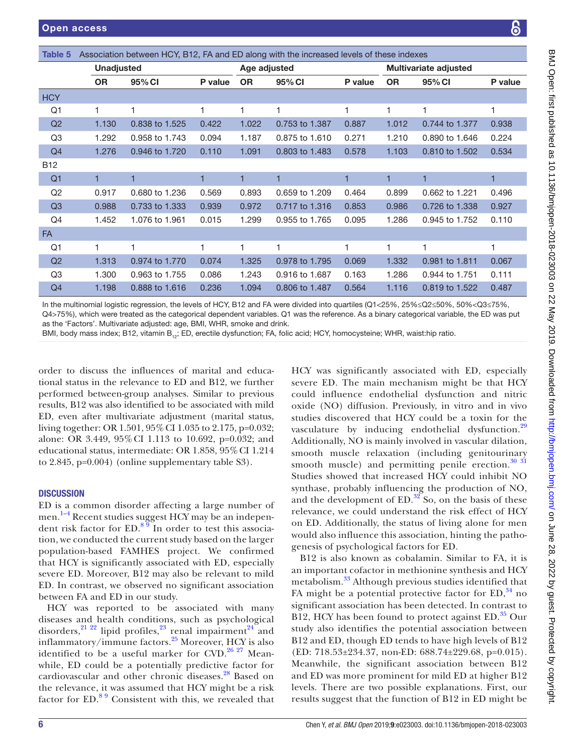**Table 5** Association between HCY, B12, FA and ED along with the increased levels of these indexes

| | Unadjusted | | | Age adjusted | | | Multivariate adjusted | | |
|---|---|---|---|---|---|---|---|---|---|
| | OR | 95% CI | P value | OR | 95% CI | P value | OR | 95% CI | P value |
| HCY | | | | | | | | | |
| Q1 | 1 | 1 | 1 | 1 | 1 | 1 | 1 | 1 | 1 |
| Q2 | 1.130 | 0.838 to 1.525 | 0.422 | 1.022 | 0.753 to 1.387 | 0.887 | 1.012 | 0.744 to 1.377 | 0.938 |
| Q3 | 1.292 | 0.958 to 1.743 | 0.094 | 1.187 | 0.875 to 1.610 | 0.271 | 1.210 | 0.890 to 1.646 | 0.224 |
| Q4 | 1.276 | 0.946 to 1.720 | 0.110 | 1.091 | 0.803 to 1.483 | 0.578 | 1.103 | 0.810 to 1.502 | 0.534 |
| B12 | | | | | | | | | |
| Q1 | 1 | 1 | 1 | 1 | 1 | 1 | 1 | 1 | 1 |
| Q2 | 0.917 | 0.680 to 1.236 | 0.569 | 0.893 | 0.659 to 1.209 | 0.464 | 0.899 | 0.662 to 1.221 | 0.496 |
| Q3 | 0.988 | 0.733 to 1.333 | 0.939 | 0.972 | 0.717 to 1.316 | 0.853 | 0.986 | 0.726 to 1.338 | 0.927 |
| Q4 | 1.452 | 1.076 to 1.961 | 0.015 | 1.299 | 0.955 to 1.765 | 0.095 | 1.286 | 0.945 to 1.752 | 0.110 |
| FA | | | | | | | | | |
| Q1 | 1 | 1 | 1 | 1 | 1 | 1 | 1 | 1 | 1 |
| Q2 | 1.313 | 0.974 to 1.770 | 0.074 | 1.325 | 0.978 to 1.795 | 0.069 | 1.332 | 0.981 to 1.811 | 0.067 |
| Q3 | 1.300 | 0.963 to 1.755 | 0.086 | 1.243 | 0.916 to 1.687 | 0.163 | 1.286 | 0.944 to 1.751 | 0.111 |
| Q4 | 1.198 | 0.888 to 1.616 | 0.236 | 1.094 | 0.806 to 1.487 | 0.564 | 1.116 | 0.819 to 1.522 | 0.487 |

In the multinomial logistic regression, the levels of HCY, B12 and FA were divided into quartiles (Q1<25%, 25%≤Q2≤50%, 50%<Q3≤75%, Q4>75%), which were treated as the categorical dependent variables. Q1 was the reference. As a binary categorical variable, the ED was put as the 'Factors'. Multivariate adjusted: age, BMI, WHR, smoke and drink.

BMI, body mass index; B12, vitamin $B_{12}$; ED, erectile dysfunction; FA, folic acid; HCY, homocysteine; WHR, waist:hip ratio.

order to discuss the influences of marital and educational status in the relevance to ED and B12, we further performed between-group analyses. Similar to previous results, B12 was also identified to be associated with mild ED, even after multivariate adjustment (marital status, living together: OR 1.501, 95% CI 1.035 to 2.175, p=0.032; alone: OR 3.449, 95% CI 1.113 to 10.692, p=0.032; and educational status, intermediate: OR 1.858, 95% CI 1.214 to 2.845, p=0.004) (online supplementary table S3).

## DISCUSSION

ED is a common disorder affecting a large number of men.[1–4] Recent studies suggest HCY may be an independent risk factor for ED.[8 9] In order to test this association, we conducted the current study based on the larger population-based FAMHES project. We confirmed that HCY is significantly associated with ED, especially severe ED. Moreover, B12 may also be relevant to mild ED. In contrast, we observed no significant association between FA and ED in our study.

HCY was reported to be associated with many diseases and health conditions, such as psychological disorders,[21 22] lipid profiles,[23] renal impairment[24] and inflammatory/immune factors.[25] Moreover, HCY is also identified to be a useful marker for CVD.[26 27] Meanwhile, ED could be a potentially predictive factor for cardiovascular and other chronic diseases.[28] Based on the relevance, it was assumed that HCY might be a risk factor for ED.[8 9] Consistent with this, we revealed that HCY was significantly associated with ED, especially severe ED. The main mechanism might be that HCY could influence endothelial dysfunction and nitric oxide (NO) diffusion. Previously, in vitro and in vivo studies discovered that HCY could be a toxin for the vasculature by inducing endothelial dysfunction.[29] Additionally, NO is mainly involved in vascular dilation, smooth muscle relaxation (including genitourinary smooth muscle) and permitting penile erection.[30 31] Studies showed that increased HCY could inhibit NO synthase, probably influencing the production of NO, and the development of ED.[32] So, on the basis of these relevance, we could understand the risk effect of HCY on ED. Additionally, the status of living alone for men would also influence this association, hinting the pathogenesis of psychological factors for ED.

B12 is also known as cobalamin. Similar to FA, it is an important cofactor in methionine synthesis and HCY metabolism.[33] Although previous studies identified that FA might be a potential protective factor for ED,[34] no significant association has been detected. In contrast to B12, HCY has been found to protect against ED.[35] Our study also identifies the potential association between B12 and ED, though ED tends to have high levels of B12 (ED: 718.53±234.37, non-ED: 688.74±229.68, p=0.015). Meanwhile, the significant association between B12 and ED was more prominent for mild ED at higher B12 levels. There are two possible explanations. First, our results suggest that the function of B12 in ED might be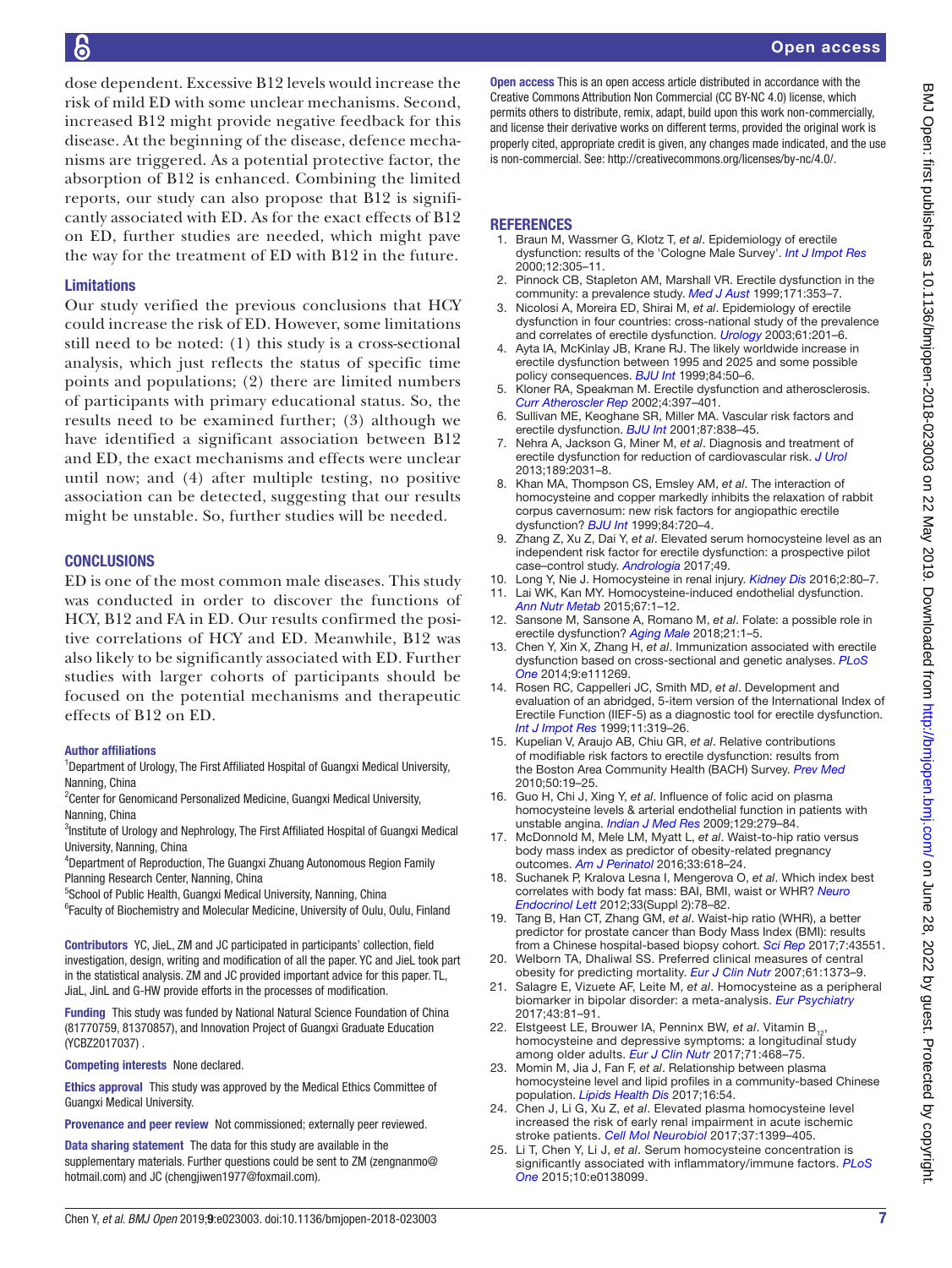dose dependent. Excessive B12 levels would increase the risk of mild ED with some unclear mechanisms. Second, increased B12 might provide negative feedback for this disease. At the beginning of the disease, defence mechanisms are triggered. As a potential protective factor, the absorption of B12 is enhanced. Combining the limited reports, our study can also propose that B12 is significantly associated with ED. As for the exact effects of B12 on ED, further studies are needed, which might pave the way for the treatment of ED with B12 in the future.

### Limitations

Our study verified the previous conclusions that HCY could increase the risk of ED. However, some limitations still need to be noted: (1) this study is a cross-sectional analysis, which just reflects the status of specific time points and populations; (2) there are limited numbers of participants with primary educational status. So, the results need to be examined further; (3) although we have identified a significant association between B12 and ED, the exact mechanisms and effects were unclear until now; and (4) after multiple testing, no positive association can be detected, suggesting that our results might be unstable. So, further studies will be needed.

## CONCLUSIONS

ED is one of the most common male diseases. This study was conducted in order to discover the functions of HCY, B12 and FA in ED. Our results confirmed the positive correlations of HCY and ED. Meanwhile, B12 was also likely to be significantly associated with ED. Further studies with larger cohorts of participants should be focused on the potential mechanisms and therapeutic effects of B12 on ED.

**Author affiliations**

[1]Department of Urology, The First Affiliated Hospital of Guangxi Medical University, Nanning, China
[2]Center for Genomicand Personalized Medicine, Guangxi Medical University, Nanning, China
[3]Institute of Urology and Nephrology, The First Affiliated Hospital of Guangxi Medical University, Nanning, China
[4]Department of Reproduction, The Guangxi Zhuang Autonomous Region Family Planning Research Center, Nanning, China
[5]School of Public Health, Guangxi Medical University, Nanning, China
[6]Faculty of Biochemistry and Molecular Medicine, University of Oulu, Oulu, Finland

**Contributors** YC, JieL, ZM and JC participated in participants' collection, field investigation, design, writing and modification of all the paper. YC and JieL took part in the statistical analysis. ZM and JC provided important advice for this paper. TL, JiaL, JinL and G-HW provide efforts in the processes of modification.

**Funding** This study was funded by National Natural Science Foundation of China (81770759, 81370857), and Innovation Project of Guangxi Graduate Education (YCBZ2017037) .

**Competing interests** None declared.

**Ethics approval** This study was approved by the Medical Ethics Committee of Guangxi Medical University.

**Provenance and peer review** Not commissioned; externally peer reviewed.

**Data sharing statement** The data for this study are available in the supplementary materials. Further questions could be sent to ZM (zengnanmo@hotmail.com) and JC (chengjiwen1977@foxmail.com).

**Open access** This is an open access article distributed in accordance with the Creative Commons Attribution Non Commercial (CC BY-NC 4.0) license, which permits others to distribute, remix, adapt, build upon this work non-commercially, and license their derivative works on different terms, provided the original work is properly cited, appropriate credit is given, any changes made indicated, and the use is non-commercial. See: http://creativecommons.org/licenses/by-nc/4.0/.

## REFERENCES

1. Braun M, Wassmer G, Klotz T, *et al*. Epidemiology of erectile dysfunction: results of the 'Cologne Male Survey'. *Int J Impot Res* 2000;12:305–11.
2. Pinnock CB, Stapleton AM, Marshall VR. Erectile dysfunction in the community: a prevalence study. *Med J Aust* 1999;171:353–7.
3. Nicolosi A, Moreira ED, Shirai M, *et al*. Epidemiology of erectile dysfunction in four countries: cross-national study of the prevalence and correlates of erectile dysfunction. *Urology* 2003;61:201–6.
4. Ayta IA, McKinlay JB, Krane RJ. The likely worldwide increase in erectile dysfunction between 1995 and 2025 and some possible policy consequences. *BJU Int* 1999;84:50–6.
5. Kloner RA, Speakman M. Erectile dysfunction and atherosclerosis. *Curr Atheroscler Rep* 2002;4:397–401.
6. Sullivan ME, Keoghane SR, Miller MA. Vascular risk factors and erectile dysfunction. *BJU Int* 2001;87:838–45.
7. Nehra A, Jackson G, Miner M, *et al*. Diagnosis and treatment of erectile dysfunction for reduction of cardiovascular risk. *J Urol* 2013;189:2031–8.
8. Khan MA, Thompson CS, Emsley AM, *et al*. The interaction of homocysteine and copper markedly inhibits the relaxation of rabbit corpus cavernosum: new risk factors for angiopathic erectile dysfunction? *BJU Int* 1999;84:720–4.
9. Zhang Z, Xu Z, Dai Y, *et al*. Elevated serum homocysteine level as an independent risk factor for erectile dysfunction: a prospective pilot case–control study. *Andrologia* 2017;49.
10. Long Y, Nie J. Homocysteine in renal injury. *Kidney Dis* 2016;2:80–7.
11. Lai WK, Kan MY. Homocysteine-induced endothelial dysfunction. *Ann Nutr Metab* 2015;67:1–12.
12. Sansone M, Sansone A, Romano M, *et al*. Folate: a possible role in erectile dysfunction? *Aging Male* 2018;21:1–5.
13. Chen Y, Xin X, Zhang H, *et al*. Immunization associated with erectile dysfunction based on cross-sectional and genetic analyses. *PLoS One* 2014;9:e111269.
14. Rosen RC, Cappelleri JC, Smith MD, *et al*. Development and evaluation of an abridged, 5-item version of the International Index of Erectile Function (IIEF-5) as a diagnostic tool for erectile dysfunction. *Int J Impot Res* 1999;11:319–26.
15. Kupelian V, Araujo AB, Chiu GR, *et al*. Relative contributions of modifiable risk factors to erectile dysfunction: results from the Boston Area Community Health (BACH) Survey. *Prev Med* 2010;50:19–25.
16. Guo H, Chi J, Xing Y, *et al*. Influence of folic acid on plasma homocysteine levels & arterial endothelial function in patients with unstable angina. *Indian J Med Res* 2009;129:279–84.
17. McDonnold M, Mele LM, Myatt L, *et al*. Waist-to-hip ratio versus body mass index as predictor of obesity-related pregnancy outcomes. *Am J Perinatol* 2016;33:618–24.
18. Suchanek P, Kralova Lesna I, Mengerova O, *et al*. Which index best correlates with body fat mass: BAI, BMI, waist or WHR? *Neuro Endocrinol Lett* 2012;33(Suppl 2):78–82.
19. Tang B, Han CT, Zhang GM, *et al*. Waist-hip ratio (WHR), a better predictor for prostate cancer than Body Mass Index (BMI): results from a Chinese hospital-based biopsy cohort. *Sci Rep* 2017;7:43551.
20. Welborn TA, Dhaliwal SS. Preferred clinical measures of central obesity for predicting mortality. *Eur J Clin Nutr* 2007;61:1373–9.
21. Salagre E, Vizuete AF, Leite M, *et al*. Homocysteine as a peripheral biomarker in bipolar disorder: a meta-analysis. *Eur Psychiatry* 2017;43:81–91.
22. Elstgeest LE, Brouwer IA, Penninx BW, *et al*. Vitamin $B_{12}$, homocysteine and depressive symptoms: a longitudinal study among older adults. *Eur J Clin Nutr* 2017;71:468–75.
23. Momin M, Jia J, Fan F, *et al*. Relationship between plasma homocysteine level and lipid profiles in a community-based Chinese population. *Lipids Health Dis* 2017;16:54.
24. Chen J, Li G, Xu Z, *et al*. Elevated plasma homocysteine level increased the risk of early renal impairment in acute ischemic stroke patients. *Cell Mol Neurobiol* 2017;37:1399–405.
25. Li T, Chen Y, Li J, *et al*. Serum homocysteine concentration is significantly associated with inflammatory/immune factors. *PLoS One* 2015;10:e0138099.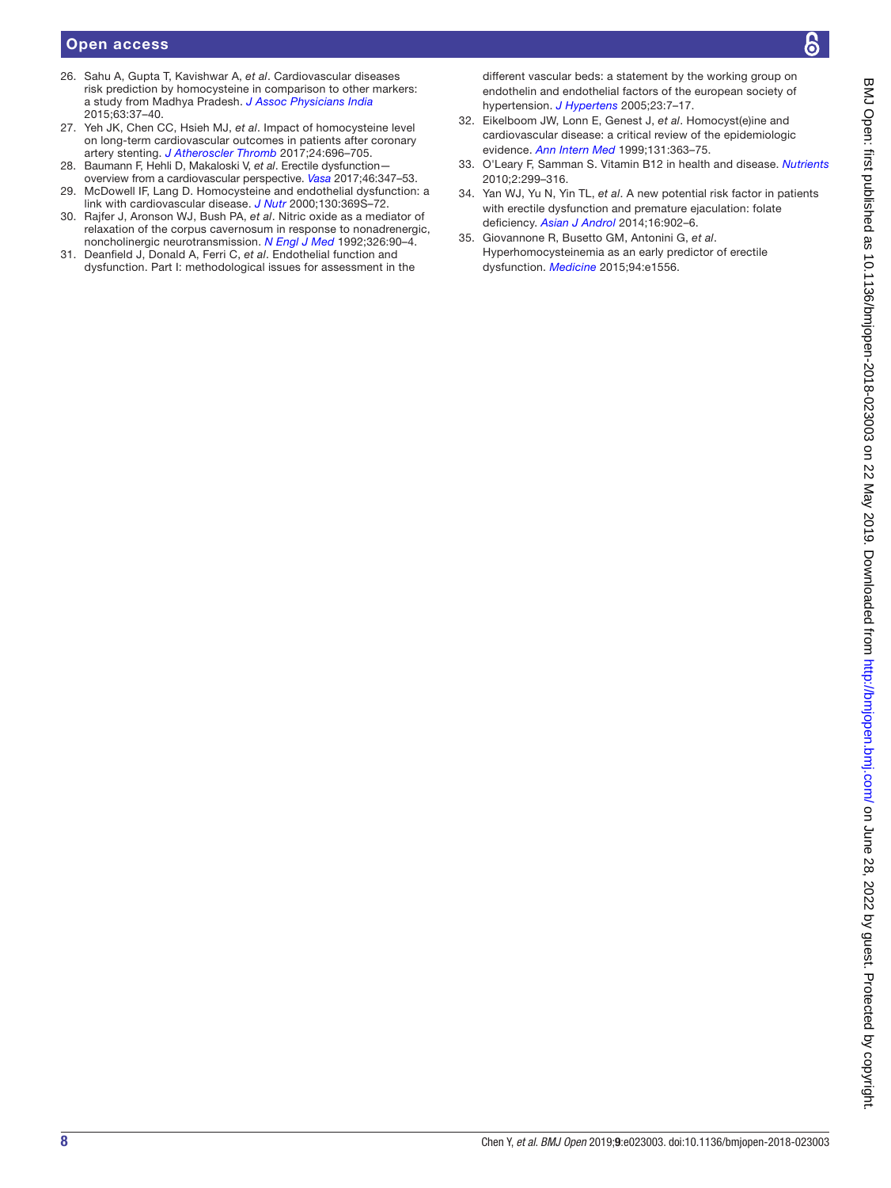26. Sahu A, Gupta T, Kavishwar A, *et al*. Cardiovascular diseases risk prediction by homocysteine in comparison to other markers: a study from Madhya Pradesh. *J Assoc Physicians India* 2015;63:37–40.
27. Yeh JK, Chen CC, Hsieh MJ, *et al*. Impact of homocysteine level on long-term cardiovascular outcomes in patients after coronary artery stenting. *J Atheroscler Thromb* 2017;24:696–705.
28. Baumann F, Hehli D, Makaloski V, *et al*. Erectile dysfunction—overview from a cardiovascular perspective. *Vasa* 2017;46:347–53.
29. McDowell IF, Lang D. Homocysteine and endothelial dysfunction: a link with cardiovascular disease. *J Nutr* 2000;130:369S–72.
30. Rajfer J, Aronson WJ, Bush PA, *et al*. Nitric oxide as a mediator of relaxation of the corpus cavernosum in response to nonadrenergic, noncholinergic neurotransmission. *N Engl J Med* 1992;326:90–4.
31. Deanfield J, Donald A, Ferri C, *et al*. Endothelial function and dysfunction. Part I: methodological issues for assessment in the different vascular beds: a statement by the working group on endothelin and endothelial factors of the european society of hypertension. *J Hypertens* 2005;23:7–17.
32. Eikelboom JW, Lonn E, Genest J, *et al*. Homocyst(e)ine and cardiovascular disease: a critical review of the epidemiologic evidence. *Ann Intern Med* 1999;131:363–75.
33. O'Leary F, Samman S. Vitamin B12 in health and disease. *Nutrients* 2010;2:299–316.
34. Yan WJ, Yu N, Yin TL, *et al*. A new potential risk factor in patients with erectile dysfunction and premature ejaculation: folate deficiency. *Asian J Androl* 2014;16:902–6.
35. Giovannone R, Busetto GM, Antonini G, *et al*. Hyperhomocysteinemia as an early predictor of erectile dysfunction. *Medicine* 2015;94:e1556.